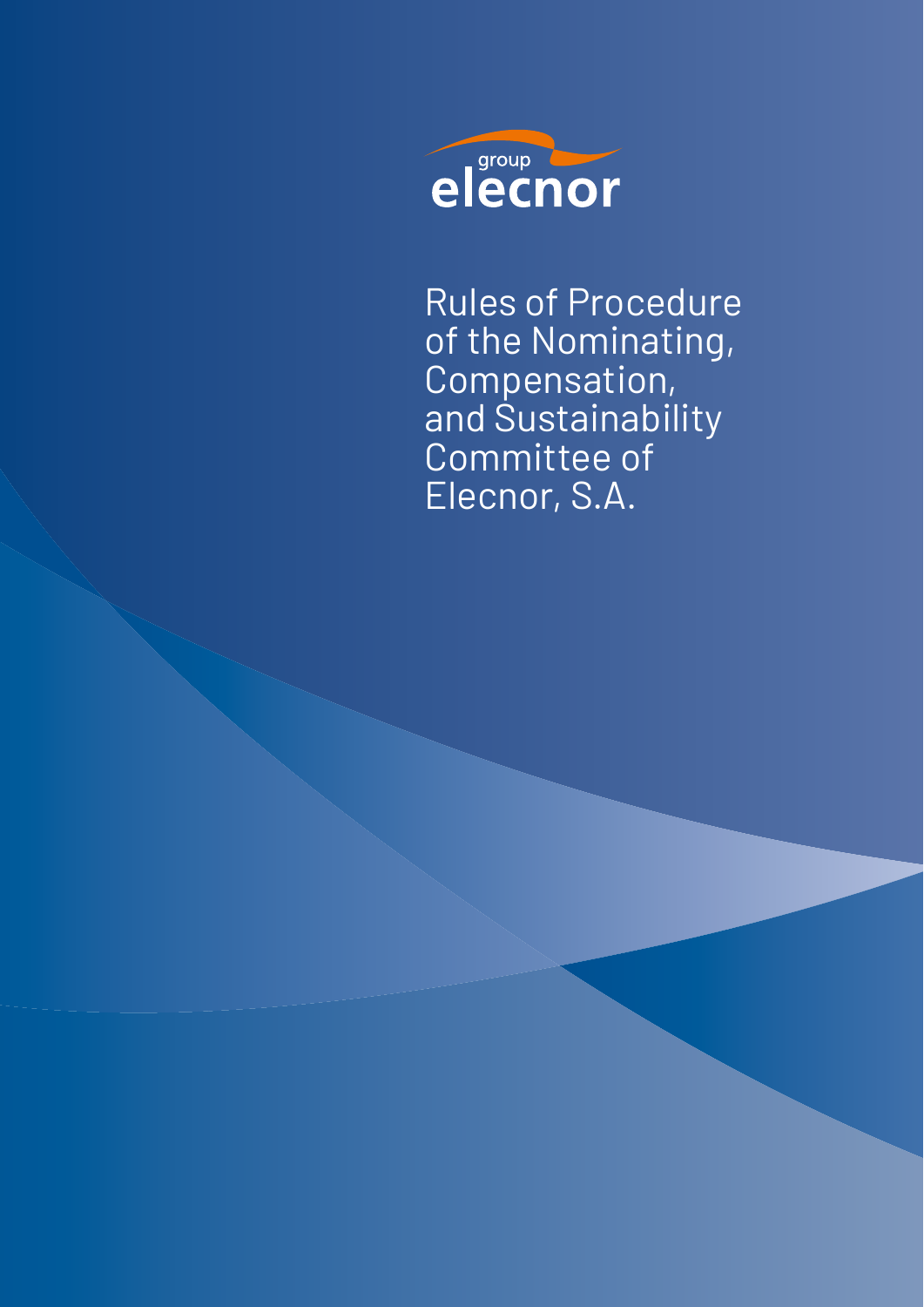group
elecnor

# Rules of Procedure of the Nominating, Compensation, and Sustainability Committee of Elecnor, S.A.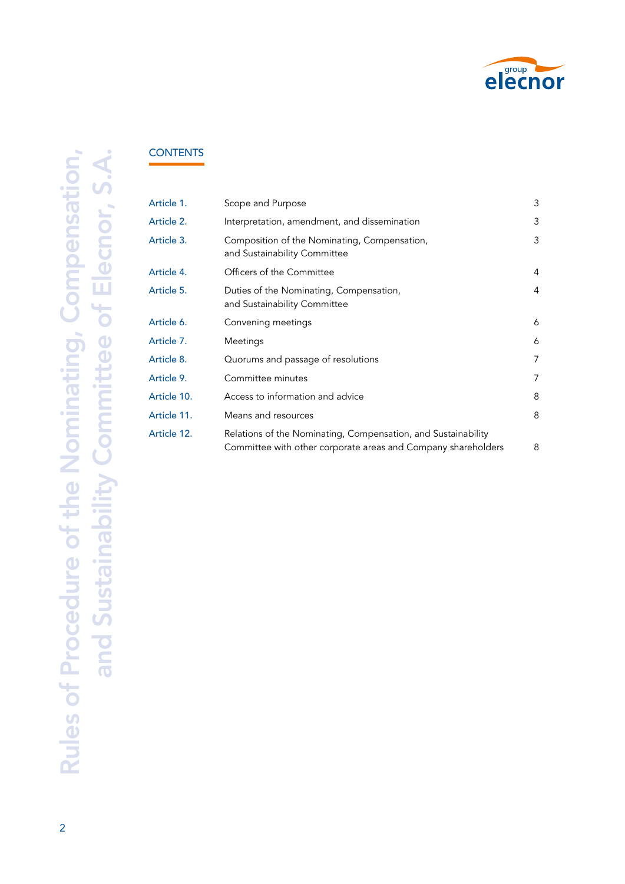## CONTENTS

| | | |
|---|---|---|
| Article 1. | Scope and Purpose | 3 |
| Article 2. | Interpretation, amendment, and dissemination | 3 |
| Article 3. | Composition of the Nominating, Compensation, and Sustainability Committee | 3 |
| Article 4. | Officers of the Committee | 4 |
| Article 5. | Duties of the Nominating, Compensation, and Sustainability Committee | 4 |
| Article 6. | Convening meetings | 6 |
| Article 7. | Meetings | 6 |
| Article 8. | Quorums and passage of resolutions | 7 |
| Article 9. | Committee minutes | 7 |
| Article 10. | Access to information and advice | 8 |
| Article 11. | Means and resources | 8 |
| Article 12. | Relations of the Nominating, Compensation, and Sustainability Committee with other corporate areas and Company shareholders | 8 |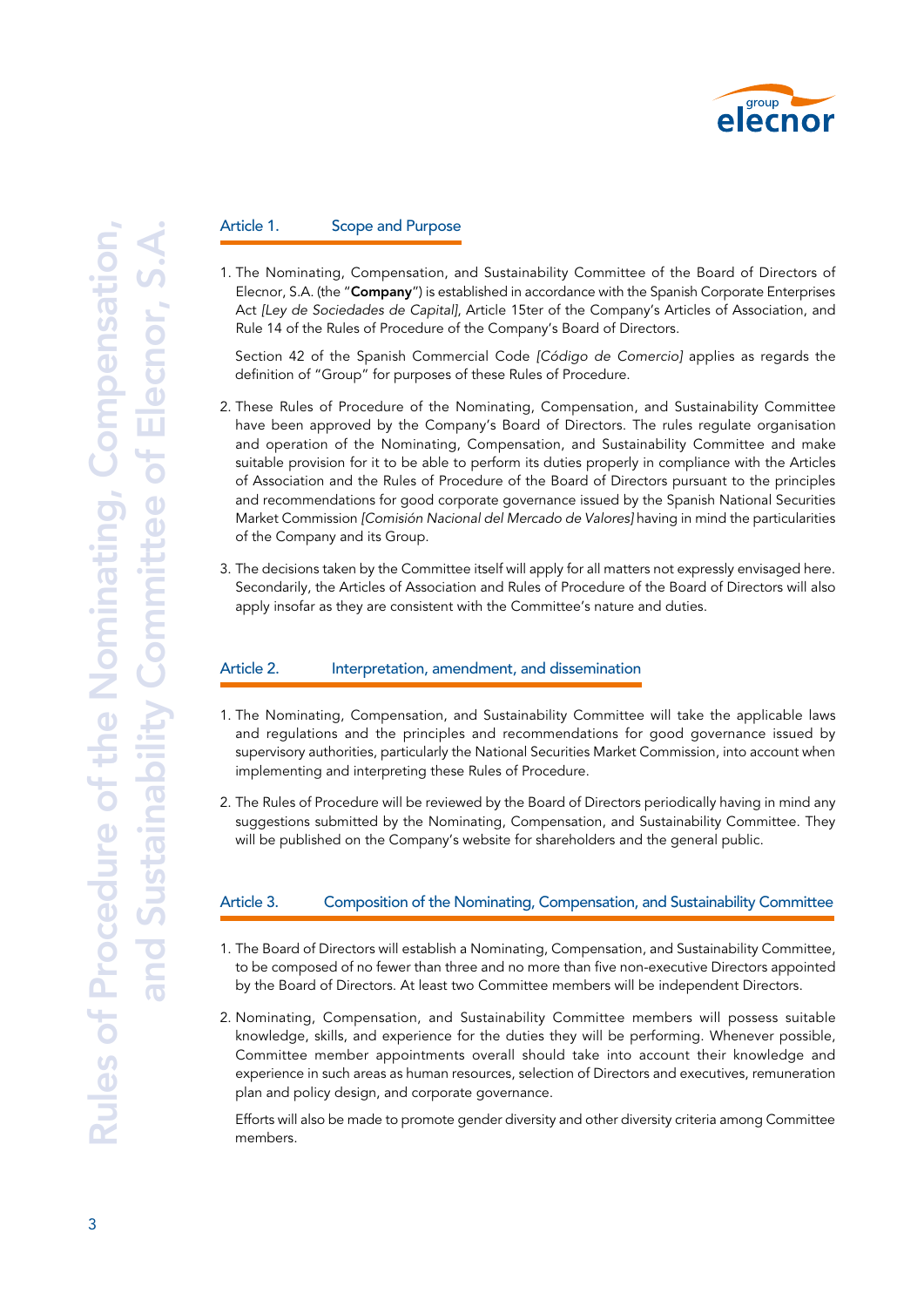## Article 1. Scope and Purpose

1. The Nominating, Compensation, and Sustainability Committee of the Board of Directors of Elecnor, S.A. (the "**Company**") is established in accordance with the Spanish Corporate Enterprises Act *[Ley de Sociedades de Capital]*, Article 15ter of the Company's Articles of Association, and Rule 14 of the Rules of Procedure of the Company's Board of Directors.

   Section 42 of the Spanish Commercial Code *[Código de Comercio]* applies as regards the definition of "Group" for purposes of these Rules of Procedure.

2. These Rules of Procedure of the Nominating, Compensation, and Sustainability Committee have been approved by the Company's Board of Directors. The rules regulate organisation and operation of the Nominating, Compensation, and Sustainability Committee and make suitable provision for it to be able to perform its duties properly in compliance with the Articles of Association and the Rules of Procedure of the Board of Directors pursuant to the principles and recommendations for good corporate governance issued by the Spanish National Securities Market Commission *[Comisión Nacional del Mercado de Valores]* having in mind the particularities of the Company and its Group.

3. The decisions taken by the Committee itself will apply for all matters not expressly envisaged here. Secondarily, the Articles of Association and Rules of Procedure of the Board of Directors will also apply insofar as they are consistent with the Committee's nature and duties.

## Article 2. Interpretation, amendment, and dissemination

1. The Nominating, Compensation, and Sustainability Committee will take the applicable laws and regulations and the principles and recommendations for good governance issued by supervisory authorities, particularly the National Securities Market Commission, into account when implementing and interpreting these Rules of Procedure.

2. The Rules of Procedure will be reviewed by the Board of Directors periodically having in mind any suggestions submitted by the Nominating, Compensation, and Sustainability Committee. They will be published on the Company's website for shareholders and the general public.

## Article 3. Composition of the Nominating, Compensation, and Sustainability Committee

1. The Board of Directors will establish a Nominating, Compensation, and Sustainability Committee, to be composed of no fewer than three and no more than five non-executive Directors appointed by the Board of Directors. At least two Committee members will be independent Directors.

2. Nominating, Compensation, and Sustainability Committee members will possess suitable knowledge, skills, and experience for the duties they will be performing. Whenever possible, Committee member appointments overall should take into account their knowledge and experience in such areas as human resources, selection of Directors and executives, remuneration plan and policy design, and corporate governance.

   Efforts will also be made to promote gender diversity and other diversity criteria among Committee members.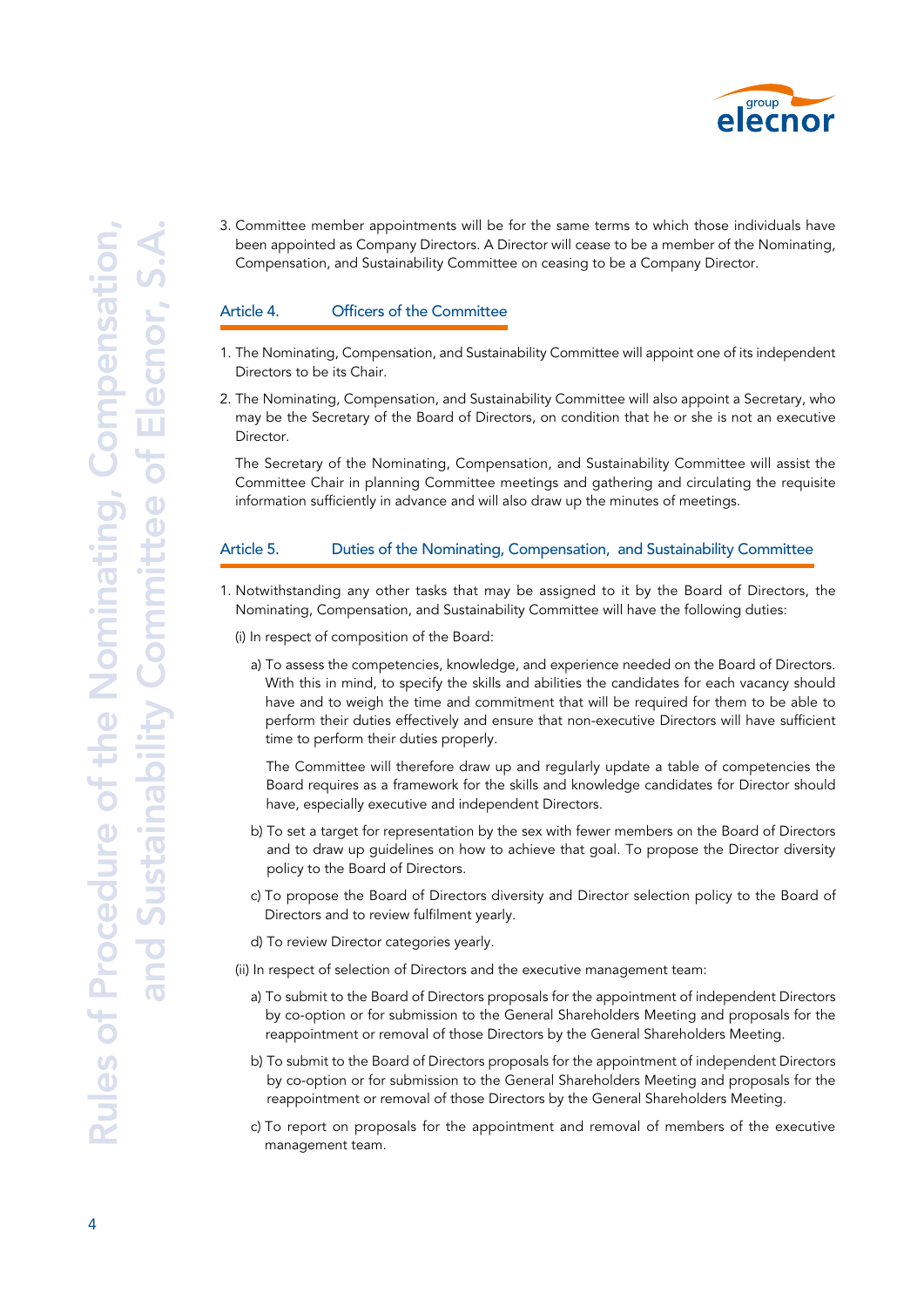3. Committee member appointments will be for the same terms to which those individuals have been appointed as Company Directors. A Director will cease to be a member of the Nominating, Compensation, and Sustainability Committee on ceasing to be a Company Director.

## Article 4. Officers of the Committee

1. The Nominating, Compensation, and Sustainability Committee will appoint one of its independent Directors to be its Chair.
2. The Nominating, Compensation, and Sustainability Committee will also appoint a Secretary, who may be the Secretary of the Board of Directors, on condition that he or she is not an executive Director.

   The Secretary of the Nominating, Compensation, and Sustainability Committee will assist the Committee Chair in planning Committee meetings and gathering and circulating the requisite information sufficiently in advance and will also draw up the minutes of meetings.

## Article 5. Duties of the Nominating, Compensation, and Sustainability Committee

1. Notwithstanding any other tasks that may be assigned to it by the Board of Directors, the Nominating, Compensation, and Sustainability Committee will have the following duties:

   (i) In respect of composition of the Board:

   a) To assess the competencies, knowledge, and experience needed on the Board of Directors. With this in mind, to specify the skills and abilities the candidates for each vacancy should have and to weigh the time and commitment that will be required for them to be able to perform their duties effectively and ensure that non-executive Directors will have sufficient time to perform their duties properly.

   The Committee will therefore draw up and regularly update a table of competencies the Board requires as a framework for the skills and knowledge candidates for Director should have, especially executive and independent Directors.

   b) To set a target for representation by the sex with fewer members on the Board of Directors and to draw up guidelines on how to achieve that goal. To propose the Director diversity policy to the Board of Directors.

   c) To propose the Board of Directors diversity and Director selection policy to the Board of Directors and to review fulfilment yearly.

   d) To review Director categories yearly.

   (ii) In respect of selection of Directors and the executive management team:

   a) To submit to the Board of Directors proposals for the appointment of independent Directors by co-option or for submission to the General Shareholders Meeting and proposals for the reappointment or removal of those Directors by the General Shareholders Meeting.

   b) To submit to the Board of Directors proposals for the appointment of independent Directors by co-option or for submission to the General Shareholders Meeting and proposals for the reappointment or removal of those Directors by the General Shareholders Meeting.

   c) To report on proposals for the appointment and removal of members of the executive management team.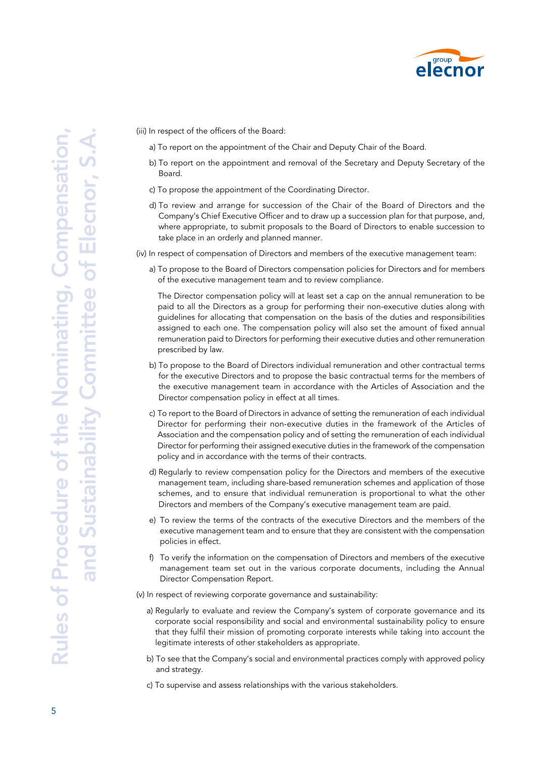(iii) In respect of the officers of the Board:

a) To report on the appointment of the Chair and Deputy Chair of the Board.

b) To report on the appointment and removal of the Secretary and Deputy Secretary of the Board.

c) To propose the appointment of the Coordinating Director.

d) To review and arrange for succession of the Chair of the Board of Directors and the Company's Chief Executive Officer and to draw up a succession plan for that purpose, and, where appropriate, to submit proposals to the Board of Directors to enable succession to take place in an orderly and planned manner.

(iv) In respect of compensation of Directors and members of the executive management team:

a) To propose to the Board of Directors compensation policies for Directors and for members of the executive management team and to review compliance.

The Director compensation policy will at least set a cap on the annual remuneration to be paid to all the Directors as a group for performing their non-executive duties along with guidelines for allocating that compensation on the basis of the duties and responsibilities assigned to each one. The compensation policy will also set the amount of fixed annual remuneration paid to Directors for performing their executive duties and other remuneration prescribed by law.

b) To propose to the Board of Directors individual remuneration and other contractual terms for the executive Directors and to propose the basic contractual terms for the members of the executive management team in accordance with the Articles of Association and the Director compensation policy in effect at all times.

c) To report to the Board of Directors in advance of setting the remuneration of each individual Director for performing their non-executive duties in the framework of the Articles of Association and the compensation policy and of setting the remuneration of each individual Director for performing their assigned executive duties in the framework of the compensation policy and in accordance with the terms of their contracts.

d) Regularly to review compensation policy for the Directors and members of the executive management team, including share-based remuneration schemes and application of those schemes, and to ensure that individual remuneration is proportional to what the other Directors and members of the Company's executive management team are paid.

e) To review the terms of the contracts of the executive Directors and the members of the executive management team and to ensure that they are consistent with the compensation policies in effect.

f) To verify the information on the compensation of Directors and members of the executive management team set out in the various corporate documents, including the Annual Director Compensation Report.

(v) In respect of reviewing corporate governance and sustainability:

a) Regularly to evaluate and review the Company's system of corporate governance and its corporate social responsibility and social and environmental sustainability policy to ensure that they fulfil their mission of promoting corporate interests while taking into account the legitimate interests of other stakeholders as appropriate.

b) To see that the Company's social and environmental practices comply with approved policy and strategy.

c) To supervise and assess relationships with the various stakeholders.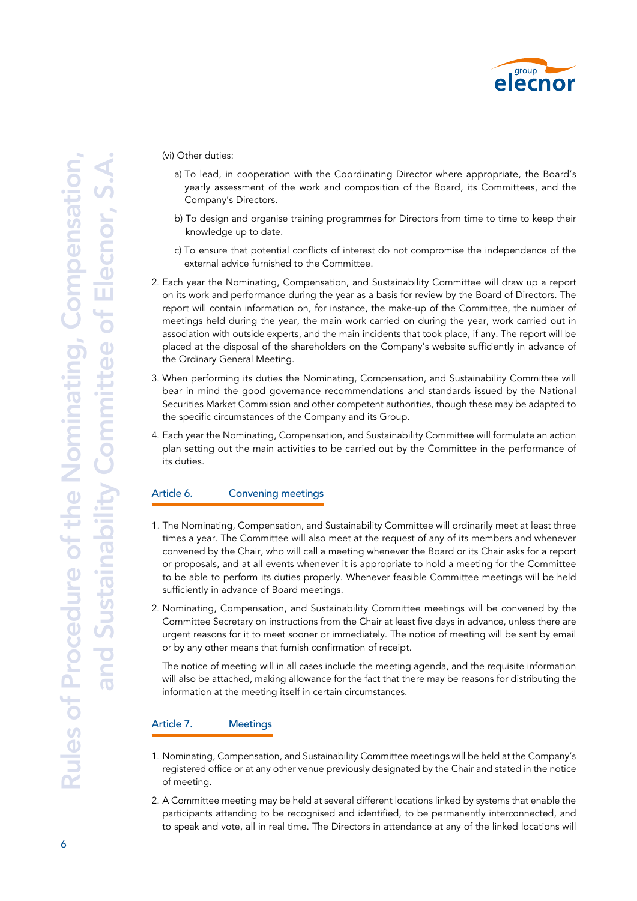(vi) Other duties:

a) To lead, in cooperation with the Coordinating Director where appropriate, the Board's yearly assessment of the work and composition of the Board, its Committees, and the Company's Directors.

b) To design and organise training programmes for Directors from time to time to keep their knowledge up to date.

c) To ensure that potential conflicts of interest do not compromise the independence of the external advice furnished to the Committee.

2. Each year the Nominating, Compensation, and Sustainability Committee will draw up a report on its work and performance during the year as a basis for review by the Board of Directors. The report will contain information on, for instance, the make-up of the Committee, the number of meetings held during the year, the main work carried on during the year, work carried out in association with outside experts, and the main incidents that took place, if any. The report will be placed at the disposal of the shareholders on the Company's website sufficiently in advance of the Ordinary General Meeting.

3. When performing its duties the Nominating, Compensation, and Sustainability Committee will bear in mind the good governance recommendations and standards issued by the National Securities Market Commission and other competent authorities, though these may be adapted to the specific circumstances of the Company and its Group.

4. Each year the Nominating, Compensation, and Sustainability Committee will formulate an action plan setting out the main activities to be carried out by the Committee in the performance of its duties.

## Article 6. Convening meetings

1. The Nominating, Compensation, and Sustainability Committee will ordinarily meet at least three times a year. The Committee will also meet at the request of any of its members and whenever convened by the Chair, who will call a meeting whenever the Board or its Chair asks for a report or proposals, and at all events whenever it is appropriate to hold a meeting for the Committee to be able to perform its duties properly. Whenever feasible Committee meetings will be held sufficiently in advance of Board meetings.

2. Nominating, Compensation, and Sustainability Committee meetings will be convened by the Committee Secretary on instructions from the Chair at least five days in advance, unless there are urgent reasons for it to meet sooner or immediately. The notice of meeting will be sent by email or by any other means that furnish confirmation of receipt.

   The notice of meeting will in all cases include the meeting agenda, and the requisite information will also be attached, making allowance for the fact that there may be reasons for distributing the information at the meeting itself in certain circumstances.

## Article 7. Meetings

1. Nominating, Compensation, and Sustainability Committee meetings will be held at the Company's registered office or at any other venue previously designated by the Chair and stated in the notice of meeting.

2. A Committee meeting may be held at several different locations linked by systems that enable the participants attending to be recognised and identified, to be permanently interconnected, and to speak and vote, all in real time. The Directors in attendance at any of the linked locations will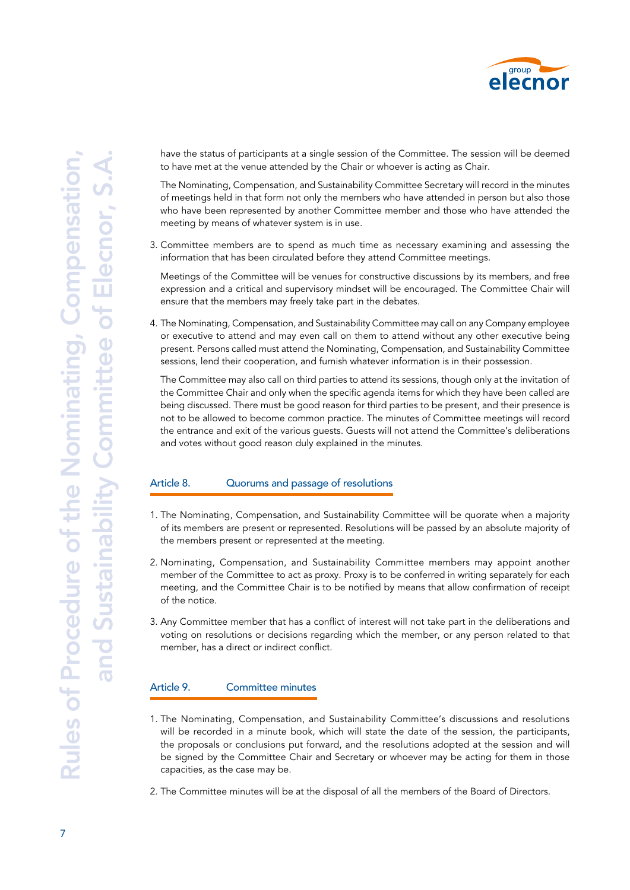have the status of participants at a single session of the Committee. The session will be deemed to have met at the venue attended by the Chair or whoever is acting as Chair.

The Nominating, Compensation, and Sustainability Committee Secretary will record in the minutes of meetings held in that form not only the members who have attended in person but also those who have been represented by another Committee member and those who have attended the meeting by means of whatever system is in use.

3. Committee members are to spend as much time as necessary examining and assessing the information that has been circulated before they attend Committee meetings.

   Meetings of the Committee will be venues for constructive discussions by its members, and free expression and a critical and supervisory mindset will be encouraged. The Committee Chair will ensure that the members may freely take part in the debates.

4. The Nominating, Compensation, and Sustainability Committee may call on any Company employee or executive to attend and may even call on them to attend without any other executive being present. Persons called must attend the Nominating, Compensation, and Sustainability Committee sessions, lend their cooperation, and furnish whatever information is in their possession.

   The Committee may also call on third parties to attend its sessions, though only at the invitation of the Committee Chair and only when the specific agenda items for which they have been called are being discussed. There must be good reason for third parties to be present, and their presence is not to be allowed to become common practice. The minutes of Committee meetings will record the entrance and exit of the various guests. Guests will not attend the Committee's deliberations and votes without good reason duly explained in the minutes.

## Article 8. Quorums and passage of resolutions

1. The Nominating, Compensation, and Sustainability Committee will be quorate when a majority of its members are present or represented. Resolutions will be passed by an absolute majority of the members present or represented at the meeting.

2. Nominating, Compensation, and Sustainability Committee members may appoint another member of the Committee to act as proxy. Proxy is to be conferred in writing separately for each meeting, and the Committee Chair is to be notified by means that allow confirmation of receipt of the notice.

3. Any Committee member that has a conflict of interest will not take part in the deliberations and voting on resolutions or decisions regarding which the member, or any person related to that member, has a direct or indirect conflict.

## Article 9. Committee minutes

1. The Nominating, Compensation, and Sustainability Committee's discussions and resolutions will be recorded in a minute book, which will state the date of the session, the participants, the proposals or conclusions put forward, and the resolutions adopted at the session and will be signed by the Committee Chair and Secretary or whoever may be acting for them in those capacities, as the case may be.

2. The Committee minutes will be at the disposal of all the members of the Board of Directors.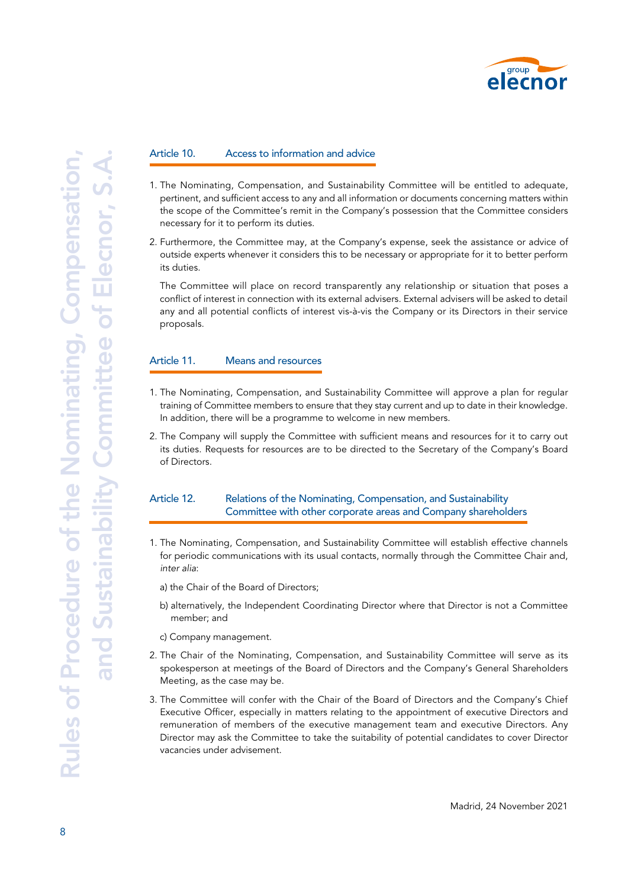## Article 10. Access to information and advice

1. The Nominating, Compensation, and Sustainability Committee will be entitled to adequate, pertinent, and sufficient access to any and all information or documents concerning matters within the scope of the Committee's remit in the Company's possession that the Committee considers necessary for it to perform its duties.

2. Furthermore, the Committee may, at the Company's expense, seek the assistance or advice of outside experts whenever it considers this to be necessary or appropriate for it to better perform its duties.

   The Committee will place on record transparently any relationship or situation that poses a conflict of interest in connection with its external advisers. External advisers will be asked to detail any and all potential conflicts of interest vis-à-vis the Company or its Directors in their service proposals.

## Article 11. Means and resources

1. The Nominating, Compensation, and Sustainability Committee will approve a plan for regular training of Committee members to ensure that they stay current and up to date in their knowledge. In addition, there will be a programme to welcome in new members.

2. The Company will supply the Committee with sufficient means and resources for it to carry out its duties. Requests for resources are to be directed to the Secretary of the Company's Board of Directors.

## Article 12. Relations of the Nominating, Compensation, and Sustainability Committee with other corporate areas and Company shareholders

1. The Nominating, Compensation, and Sustainability Committee will establish effective channels for periodic communications with its usual contacts, normally through the Committee Chair and, *inter alia*:

   a) the Chair of the Board of Directors;

   b) alternatively, the Independent Coordinating Director where that Director is not a Committee member; and

   c) Company management.

2. The Chair of the Nominating, Compensation, and Sustainability Committee will serve as its spokesperson at meetings of the Board of Directors and the Company's General Shareholders Meeting, as the case may be.

3. The Committee will confer with the Chair of the Board of Directors and the Company's Chief Executive Officer, especially in matters relating to the appointment of executive Directors and remuneration of members of the executive management team and executive Directors. Any Director may ask the Committee to take the suitability of potential candidates to cover Director vacancies under advisement.

Madrid, 24 November 2021